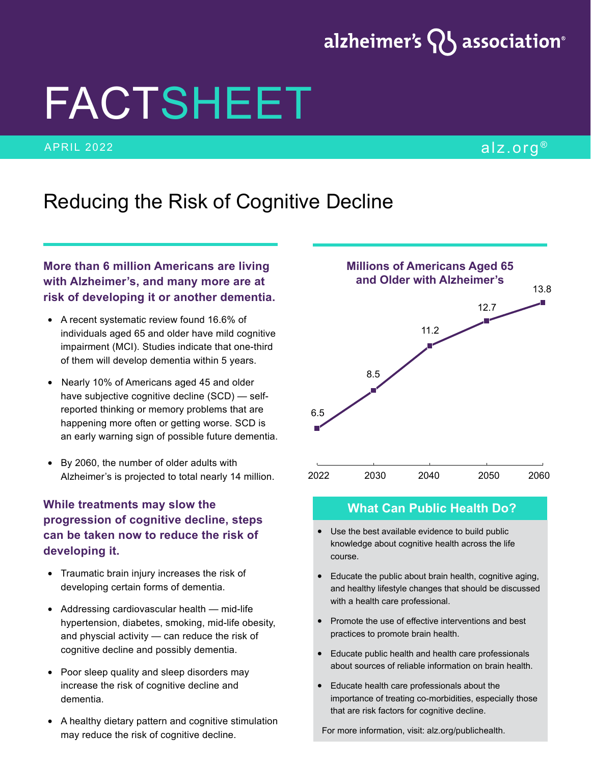alzheimer's association®

# FACTSHEET

APRIL 2022

alz.org®

## Reducing the Risk of Cognitive Decline

### More than 6 million Americans are living with Alzheimer's, and many more are at risk of developing it or another dementia.

- A recent systematic review found 16.6% of individuals aged 65 and older have mild cognitive impairment (MCI). Studies indicate that one-third of them will develop dementia within 5 years.
- Nearly 10% of Americans aged 45 and older have subjective cognitive decline (SCD) — self-reported thinking or memory problems that are happening more often or getting worse. SCD is an early warning sign of possible future dementia.
- By 2060, the number of older adults with Alzheimer's is projected to total nearly 14 million.

### While treatments may slow the progression of cognitive decline, steps can be taken now to reduce the risk of developing it.

- Traumatic brain injury increases the risk of developing certain forms of dementia.
- Addressing cardiovascular health — mid-life hypertension, diabetes, smoking, mid-life obesity, and physcial activity — can reduce the risk of cognitive decline and possibly dementia.
- Poor sleep quality and sleep disorders may increase the risk of cognitive decline and dementia.
- A healthy dietary pattern and cognitive stimulation may reduce the risk of cognitive decline.

**Millions of Americans Aged 65 and Older with Alzheimer's**

| Year | Millions |
|---|---|
| 2022 | 6.5 |
| 2030 | 8.5 |
| 2040 | 11.2 |
| 2050 | 12.7 |
| 2060 | 13.8 |

### What Can Public Health Do?

- Use the best available evidence to build public knowledge about cognitive health across the life course.
- Educate the public about brain health, cognitive aging, and healthy lifestyle changes that should be discussed with a health care professional.
- Promote the use of effective interventions and best practices to promote brain health.
- Educate public health and health care professionals about sources of reliable information on brain health.
- Educate health care professionals about the importance of treating co-morbidities, especially those that are risk factors for cognitive decline.

For more information, visit: alz.org/publichealth.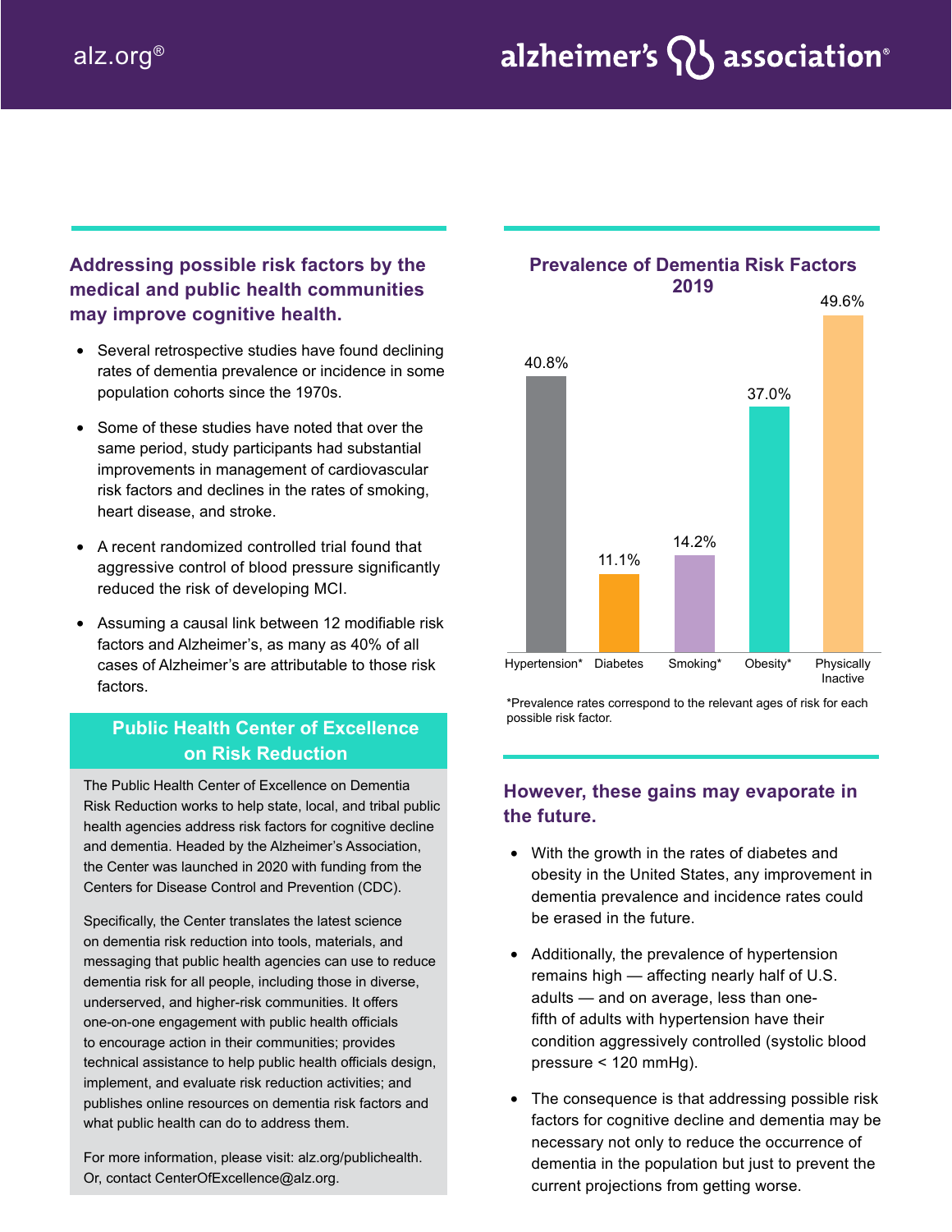## Addressing possible risk factors by the medical and public health communities may improve cognitive health.

- Several retrospective studies have found declining rates of dementia prevalence or incidence in some population cohorts since the 1970s.
- Some of these studies have noted that over the same period, study participants had substantial improvements in management of cardiovascular risk factors and declines in the rates of smoking, heart disease, and stroke.
- A recent randomized controlled trial found that aggressive control of blood pressure significantly reduced the risk of developing MCI.
- Assuming a causal link between 12 modifiable risk factors and Alzheimer's, as many as 40% of all cases of Alzheimer's are attributable to those risk factors.

### Public Health Center of Excellence on Risk Reduction

The Public Health Center of Excellence on Dementia Risk Reduction works to help state, local, and tribal public health agencies address risk factors for cognitive decline and dementia. Headed by the Alzheimer's Association, the Center was launched in 2020 with funding from the Centers for Disease Control and Prevention (CDC).

Specifically, the Center translates the latest science on dementia risk reduction into tools, materials, and messaging that public health agencies can use to reduce dementia risk for all people, including those in diverse, underserved, and higher-risk communities. It offers one-on-one engagement with public health officials to encourage action in their communities; provides technical assistance to help public health officials design, implement, and evaluate risk reduction activities; and publishes online resources on dementia risk factors and what public health can do to address them.

For more information, please visit: alz.org/publichealth. Or, contact CenterOfExcellence@alz.org.

### Prevalence of Dementia Risk Factors 2019

40.8%
11.1%
14.2%
37.0%
49.6%

Hypertension* Diabetes Smoking* Obesity* Physically Inactive

*Prevalence rates correspond to the relevant ages of risk for each possible risk factor.

## However, these gains may evaporate in the future.

- With the growth in the rates of diabetes and obesity in the United States, any improvement in dementia prevalence and incidence rates could be erased in the future.
- Additionally, the prevalence of hypertension remains high — affecting nearly half of U.S. adults — and on average, less than one-fifth of adults with hypertension have their condition aggressively controlled (systolic blood pressure < 120 mmHg).
- The consequence is that addressing possible risk factors for cognitive decline and dementia may be necessary not only to reduce the occurrence of dementia in the population but just to prevent the current projections from getting worse.